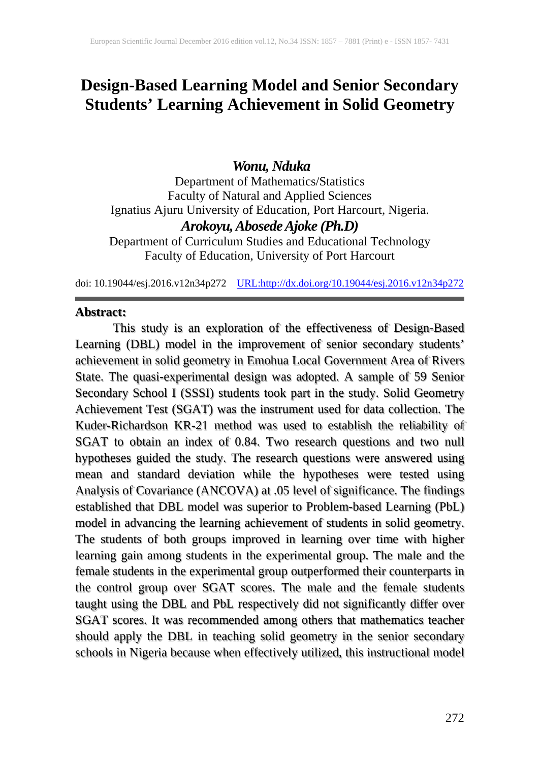# Design-Based Learning Model and Senior Secondary Students' Learning Achievement in Solid Geometry

***Wonu, Nduka***

Department of Mathematics/Statistics
Faculty of Natural and Applied Sciences
Ignatius Ajuru University of Education, Port Harcourt, Nigeria.

***Arokoyu, Abosede Ajoke (Ph.D)***

Department of Curriculum Studies and Educational Technology
Faculty of Education, University of Port Harcourt

doi: 10.19044/esj.2016.v12n34p272 URL:http://dx.doi.org/10.19044/esj.2016.v12n34p272

## Abstract:

This study is an exploration of the effectiveness of Design-Based Learning (DBL) model in the improvement of senior secondary students' achievement in solid geometry in Emohua Local Government Area of Rivers State. The quasi-experimental design was adopted. A sample of 59 Senior Secondary School I (SSSI) students took part in the study. Solid Geometry Achievement Test (SGAT) was the instrument used for data collection. The Kuder-Richardson KR-21 method was used to establish the reliability of SGAT to obtain an index of 0.84. Two research questions and two null hypotheses guided the study. The research questions were answered using mean and standard deviation while the hypotheses were tested using Analysis of Covariance (ANCOVA) at .05 level of significance. The findings established that DBL model was superior to Problem-based Learning (PbL) model in advancing the learning achievement of students in solid geometry. The students of both groups improved in learning over time with higher learning gain among students in the experimental group. The male and the female students in the experimental group outperformed their counterparts in the control group over SGAT scores. The male and the female students taught using the DBL and PbL respectively did not significantly differ over SGAT scores. It was recommended among others that mathematics teacher should apply the DBL in teaching solid geometry in the senior secondary schools in Nigeria because when effectively utilized, this instructional model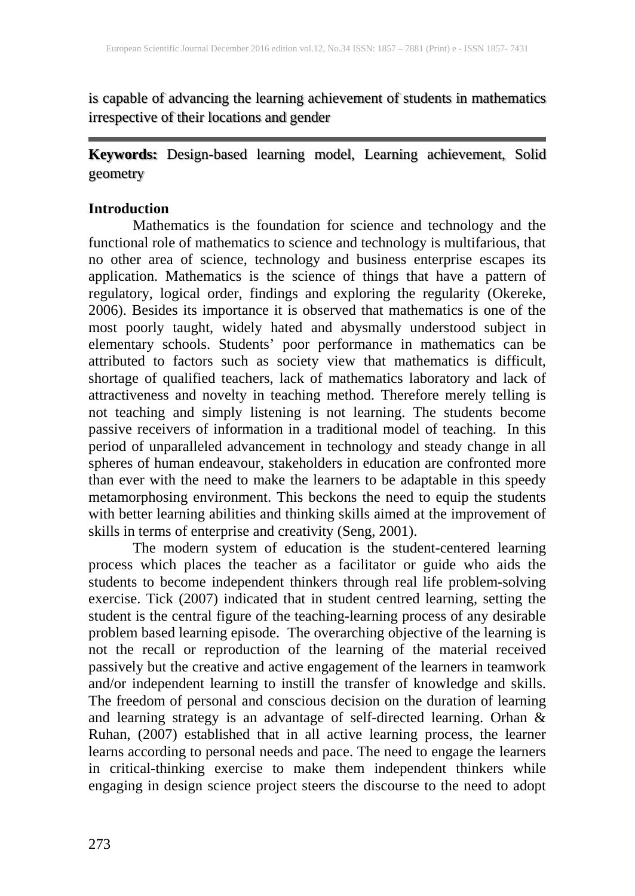is capable of advancing the learning achievement of students in mathematics irrespective of their locations and gender

**Keywords:** Design-based learning model, Learning achievement, Solid geometry

## Introduction

Mathematics is the foundation for science and technology and the functional role of mathematics to science and technology is multifarious, that no other area of science, technology and business enterprise escapes its application. Mathematics is the science of things that have a pattern of regulatory, logical order, findings and exploring the regularity (Okereke, 2006). Besides its importance it is observed that mathematics is one of the most poorly taught, widely hated and abysmally understood subject in elementary schools. Students' poor performance in mathematics can be attributed to factors such as society view that mathematics is difficult, shortage of qualified teachers, lack of mathematics laboratory and lack of attractiveness and novelty in teaching method. Therefore merely telling is not teaching and simply listening is not learning. The students become passive receivers of information in a traditional model of teaching. In this period of unparalleled advancement in technology and steady change in all spheres of human endeavour, stakeholders in education are confronted more than ever with the need to make the learners to be adaptable in this speedy metamorphosing environment. This beckons the need to equip the students with better learning abilities and thinking skills aimed at the improvement of skills in terms of enterprise and creativity (Seng, 2001).

The modern system of education is the student-centered learning process which places the teacher as a facilitator or guide who aids the students to become independent thinkers through real life problem-solving exercise. Tick (2007) indicated that in student centred learning, setting the student is the central figure of the teaching-learning process of any desirable problem based learning episode. The overarching objective of the learning is not the recall or reproduction of the learning of the material received passively but the creative and active engagement of the learners in teamwork and/or independent learning to instill the transfer of knowledge and skills. The freedom of personal and conscious decision on the duration of learning and learning strategy is an advantage of self-directed learning. Orhan & Ruhan, (2007) established that in all active learning process, the learner learns according to personal needs and pace. The need to engage the learners in critical-thinking exercise to make them independent thinkers while engaging in design science project steers the discourse to the need to adopt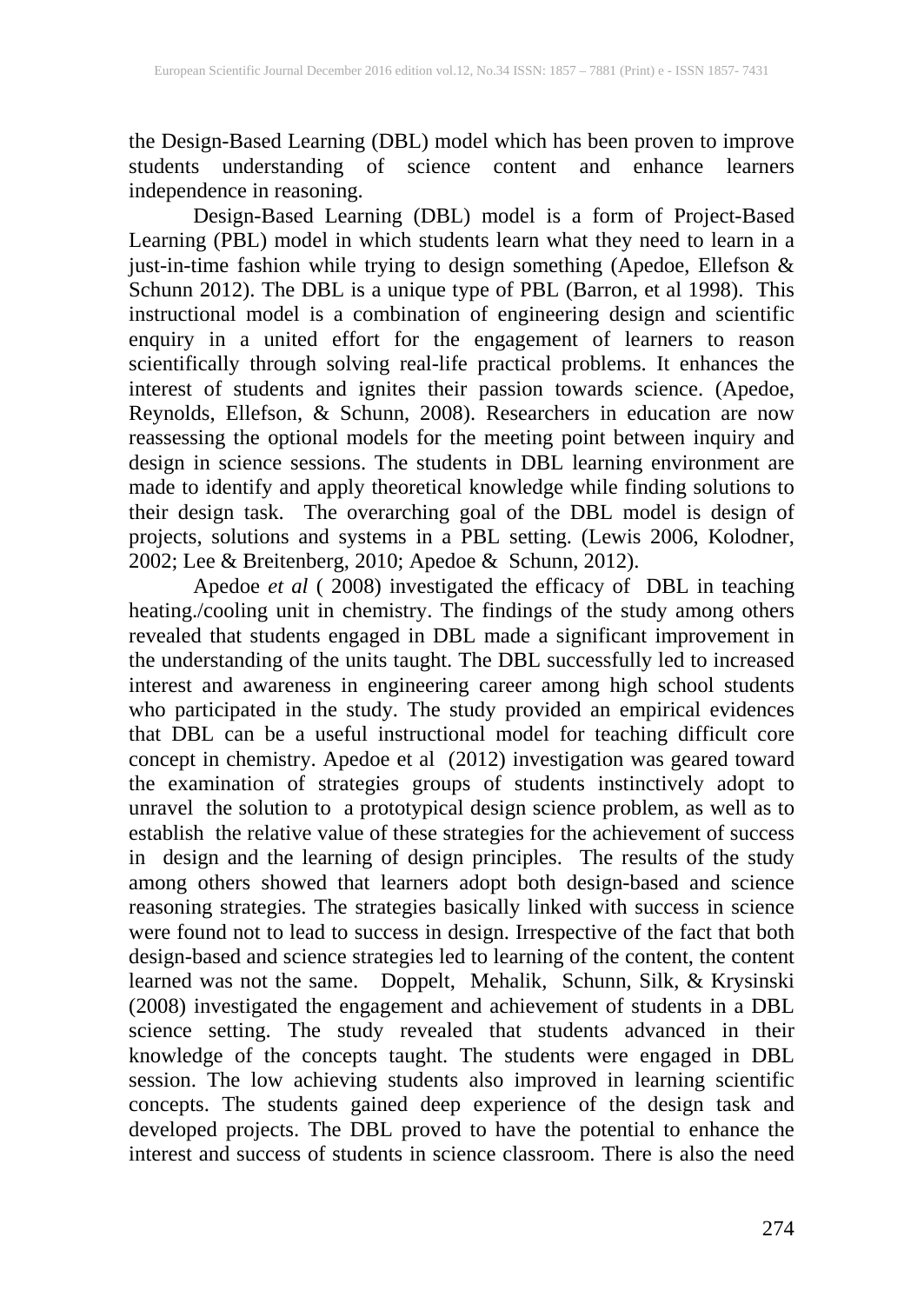the Design-Based Learning (DBL) model which has been proven to improve students understanding of science content and enhance learners independence in reasoning.

Design-Based Learning (DBL) model is a form of Project-Based Learning (PBL) model in which students learn what they need to learn in a just-in-time fashion while trying to design something (Apedoe, Ellefson & Schunn 2012). The DBL is a unique type of PBL (Barron, et al 1998). This instructional model is a combination of engineering design and scientific enquiry in a united effort for the engagement of learners to reason scientifically through solving real-life practical problems. It enhances the interest of students and ignites their passion towards science. (Apedoe, Reynolds, Ellefson, & Schunn, 2008). Researchers in education are now reassessing the optional models for the meeting point between inquiry and design in science sessions. The students in DBL learning environment are made to identify and apply theoretical knowledge while finding solutions to their design task. The overarching goal of the DBL model is design of projects, solutions and systems in a PBL setting. (Lewis 2006, Kolodner, 2002; Lee & Breitenberg, 2010; Apedoe & Schunn, 2012).

Apedoe *et al* ( 2008) investigated the efficacy of DBL in teaching heating./cooling unit in chemistry. The findings of the study among others revealed that students engaged in DBL made a significant improvement in the understanding of the units taught. The DBL successfully led to increased interest and awareness in engineering career among high school students who participated in the study. The study provided an empirical evidences that DBL can be a useful instructional model for teaching difficult core concept in chemistry. Apedoe et al (2012) investigation was geared toward the examination of strategies groups of students instinctively adopt to unravel the solution to a prototypical design science problem, as well as to establish the relative value of these strategies for the achievement of success in design and the learning of design principles. The results of the study among others showed that learners adopt both design-based and science reasoning strategies. The strategies basically linked with success in science were found not to lead to success in design. Irrespective of the fact that both design-based and science strategies led to learning of the content, the content learned was not the same. Doppelt, Mehalik, Schunn, Silk, & Krysinski (2008) investigated the engagement and achievement of students in a DBL science setting. The study revealed that students advanced in their knowledge of the concepts taught. The students were engaged in DBL session. The low achieving students also improved in learning scientific concepts. The students gained deep experience of the design task and developed projects. The DBL proved to have the potential to enhance the interest and success of students in science classroom. There is also the need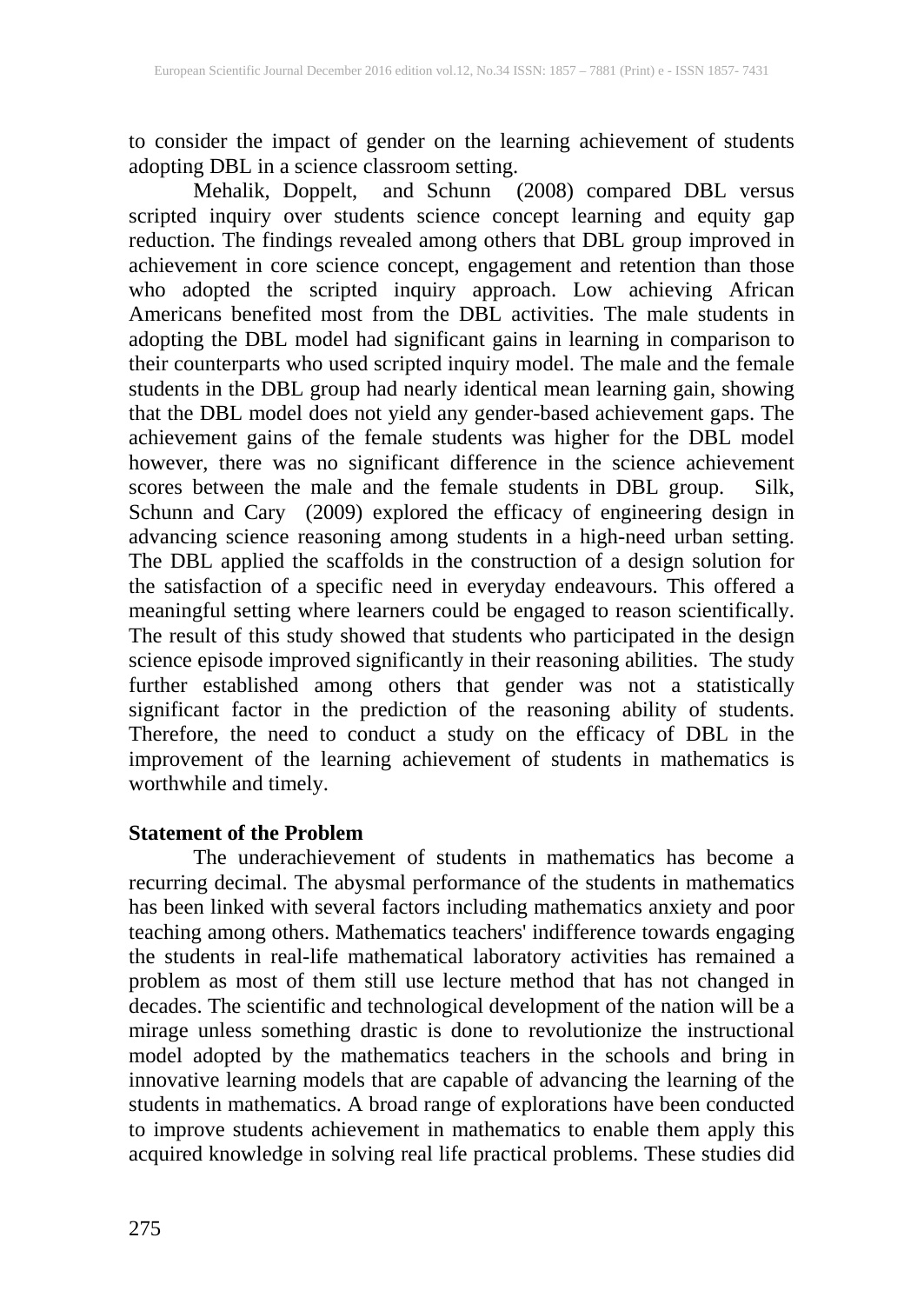to consider the impact of gender on the learning achievement of students adopting DBL in a science classroom setting.

Mehalik, Doppelt, and Schunn (2008) compared DBL versus scripted inquiry over students science concept learning and equity gap reduction. The findings revealed among others that DBL group improved in achievement in core science concept, engagement and retention than those who adopted the scripted inquiry approach. Low achieving African Americans benefited most from the DBL activities. The male students in adopting the DBL model had significant gains in learning in comparison to their counterparts who used scripted inquiry model. The male and the female students in the DBL group had nearly identical mean learning gain, showing that the DBL model does not yield any gender-based achievement gaps. The achievement gains of the female students was higher for the DBL model however, there was no significant difference in the science achievement scores between the male and the female students in DBL group. Silk, Schunn and Cary (2009) explored the efficacy of engineering design in advancing science reasoning among students in a high-need urban setting. The DBL applied the scaffolds in the construction of a design solution for the satisfaction of a specific need in everyday endeavours. This offered a meaningful setting where learners could be engaged to reason scientifically. The result of this study showed that students who participated in the design science episode improved significantly in their reasoning abilities. The study further established among others that gender was not a statistically significant factor in the prediction of the reasoning ability of students. Therefore, the need to conduct a study on the efficacy of DBL in the improvement of the learning achievement of students in mathematics is worthwhile and timely.

**Statement of the Problem**

The underachievement of students in mathematics has become a recurring decimal. The abysmal performance of the students in mathematics has been linked with several factors including mathematics anxiety and poor teaching among others. Mathematics teachers' indifference towards engaging the students in real-life mathematical laboratory activities has remained a problem as most of them still use lecture method that has not changed in decades. The scientific and technological development of the nation will be a mirage unless something drastic is done to revolutionize the instructional model adopted by the mathematics teachers in the schools and bring in innovative learning models that are capable of advancing the learning of the students in mathematics. A broad range of explorations have been conducted to improve students achievement in mathematics to enable them apply this acquired knowledge in solving real life practical problems. These studies did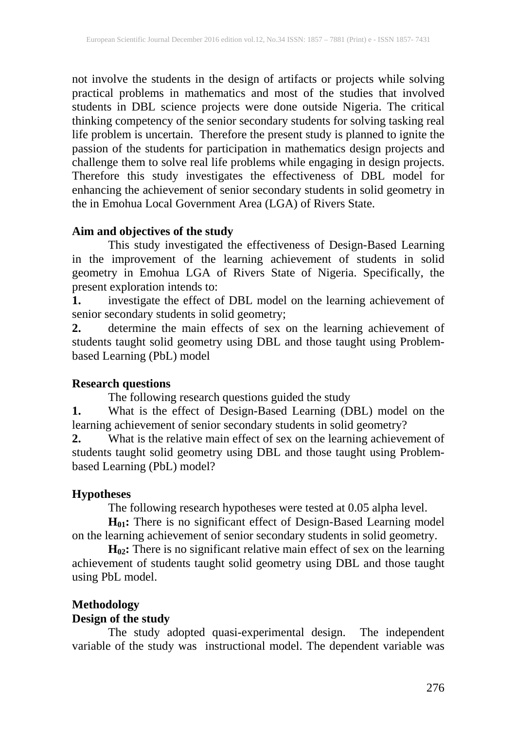not involve the students in the design of artifacts or projects while solving practical problems in mathematics and most of the studies that involved students in DBL science projects were done outside Nigeria. The critical thinking competency of the senior secondary students for solving tasking real life problem is uncertain. Therefore the present study is planned to ignite the passion of the students for participation in mathematics design projects and challenge them to solve real life problems while engaging in design projects. Therefore this study investigates the effectiveness of DBL model for enhancing the achievement of senior secondary students in solid geometry in the in Emohua Local Government Area (LGA) of Rivers State.

**Aim and objectives of the study**

This study investigated the effectiveness of Design-Based Learning in the improvement of the learning achievement of students in solid geometry in Emohua LGA of Rivers State of Nigeria. Specifically, the present exploration intends to:

**1.** investigate the effect of DBL model on the learning achievement of senior secondary students in solid geometry;

**2.** determine the main effects of sex on the learning achievement of students taught solid geometry using DBL and those taught using Problem-based Learning (PbL) model

**Research questions**

The following research questions guided the study

**1.** What is the effect of Design-Based Learning (DBL) model on the learning achievement of senior secondary students in solid geometry?

**2.** What is the relative main effect of sex on the learning achievement of students taught solid geometry using DBL and those taught using Problem-based Learning (PbL) model?

**Hypotheses**

The following research hypotheses were tested at 0.05 alpha level.

**$H_{01}$:** There is no significant effect of Design-Based Learning model on the learning achievement of senior secondary students in solid geometry.

**$H_{02}$:** There is no significant relative main effect of sex on the learning achievement of students taught solid geometry using DBL and those taught using PbL model.

**Methodology**

**Design of the study**

The study adopted quasi-experimental design. The independent variable of the study was instructional model. The dependent variable was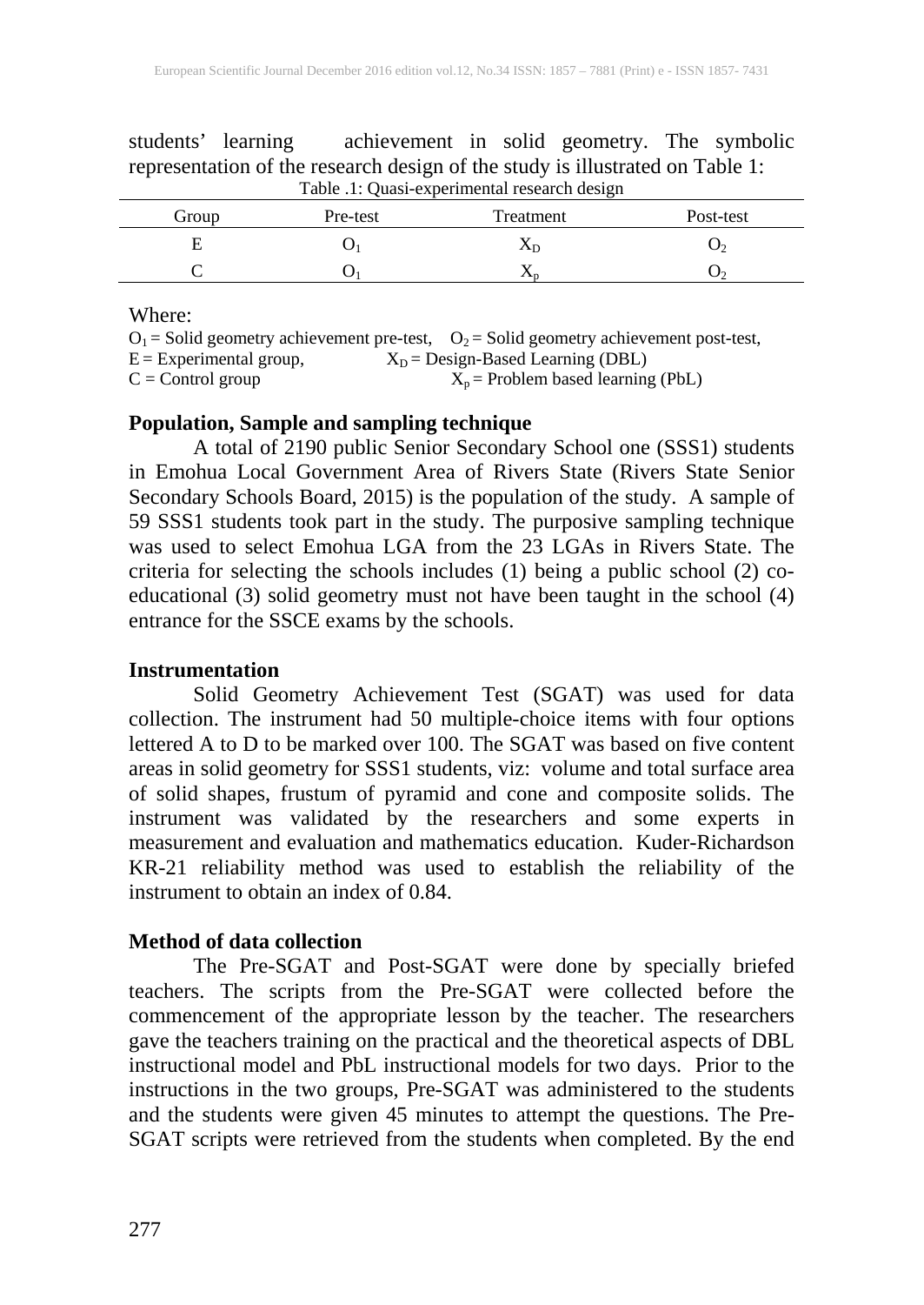students' learning achievement in solid geometry. The symbolic representation of the research design of the study is illustrated on Table 1:

Table .1: Quasi-experimental research design

| Group | Pre-test | Treatment | Post-test |
|---|---|---|---|
| E | $O_1$ | $X_D$ | $O_2$ |
| C | $O_1$ | $X_p$ | $O_2$ |

Where:

$O_1$ = Solid geometry achievement pre-test, $O_2$ = Solid geometry achievement post-test,
E = Experimental group, $X_D$ = Design-Based Learning (DBL)
C = Control group $X_p$ = Problem based learning (PbL)

### Population, Sample and sampling technique

A total of 2190 public Senior Secondary School one (SSS1) students in Emohua Local Government Area of Rivers State (Rivers State Senior Secondary Schools Board, 2015) is the population of the study. A sample of 59 SSS1 students took part in the study. The purposive sampling technique was used to select Emohua LGA from the 23 LGAs in Rivers State. The criteria for selecting the schools includes (1) being a public school (2) co-educational (3) solid geometry must not have been taught in the school (4) entrance for the SSCE exams by the schools.

### Instrumentation

Solid Geometry Achievement Test (SGAT) was used for data collection. The instrument had 50 multiple-choice items with four options lettered A to D to be marked over 100. The SGAT was based on five content areas in solid geometry for SSS1 students, viz: volume and total surface area of solid shapes, frustum of pyramid and cone and composite solids. The instrument was validated by the researchers and some experts in measurement and evaluation and mathematics education. Kuder-Richardson KR-21 reliability method was used to establish the reliability of the instrument to obtain an index of 0.84.

### Method of data collection

The Pre-SGAT and Post-SGAT were done by specially briefed teachers. The scripts from the Pre-SGAT were collected before the commencement of the appropriate lesson by the teacher. The researchers gave the teachers training on the practical and the theoretical aspects of DBL instructional model and PbL instructional models for two days. Prior to the instructions in the two groups, Pre-SGAT was administered to the students and the students were given 45 minutes to attempt the questions. The Pre-SGAT scripts were retrieved from the students when completed. By the end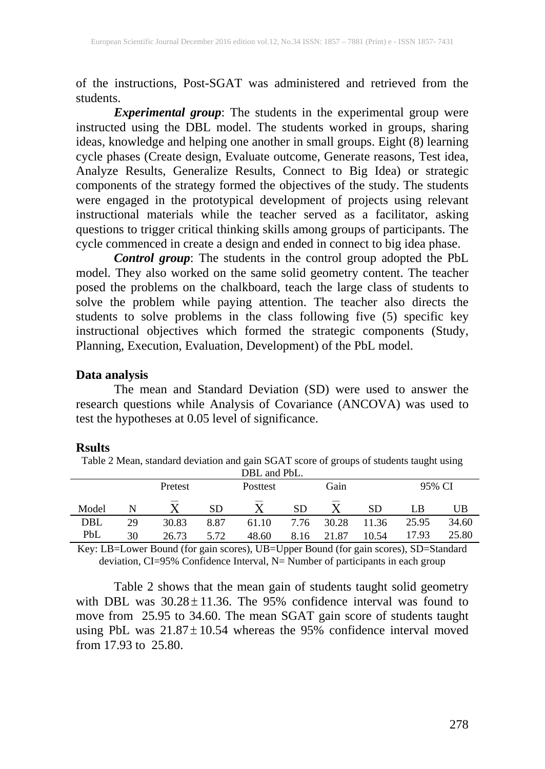of the instructions, Post-SGAT was administered and retrieved from the students.

***Experimental group***: The students in the experimental group were instructed using the DBL model. The students worked in groups, sharing ideas, knowledge and helping one another in small groups. Eight (8) learning cycle phases (Create design, Evaluate outcome, Generate reasons, Test idea, Analyze Results, Generalize Results, Connect to Big Idea) or strategic components of the strategy formed the objectives of the study. The students were engaged in the prototypical development of projects using relevant instructional materials while the teacher served as a facilitator, asking questions to trigger critical thinking skills among groups of participants. The cycle commenced in create a design and ended in connect to big idea phase.

***Control group***: The students in the control group adopted the PbL model. They also worked on the same solid geometry content. The teacher posed the problems on the chalkboard, teach the large class of students to solve the problem while paying attention. The teacher also directs the students to solve problems in the class following five (5) specific key instructional objectives which formed the strategic components (Study, Planning, Execution, Evaluation, Development) of the PbL model.

### Data analysis

The mean and Standard Deviation (SD) were used to answer the research questions while Analysis of Covariance (ANCOVA) was used to test the hypotheses at 0.05 level of significance.

### Rsults

Table 2 Mean, standard deviation and gain SGAT score of groups of students taught using DBL and PbL.

| | | Pretest | | Posttest | | Gain | | 95% CI | |
|---|---|---|---|---|---|---|---|---|---|
| Model | N | $\bar{X}$ | SD | $\bar{X}$ | SD | $\bar{X}$ | SD | LB | UB |
| DBL | 29 | 30.83 | 8.87 | 61.10 | 7.76 | 30.28 | 11.36 | 25.95 | 34.60 |
| PbL | 30 | 26.73 | 5.72 | 48.60 | 8.16 | 21.87 | 10.54 | 17.93 | 25.80 |

Key: LB=Lower Bound (for gain scores), UB=Upper Bound (for gain scores), SD=Standard deviation, CI=95% Confidence Interval, N= Number of participants in each group

Table 2 shows that the mean gain of students taught solid geometry with DBL was $30.28 \pm 11.36$. The 95% confidence interval was found to move from 25.95 to 34.60. The mean SGAT gain score of students taught using PbL was $21.87 \pm 10.54$ whereas the 95% confidence interval moved from 17.93 to 25.80.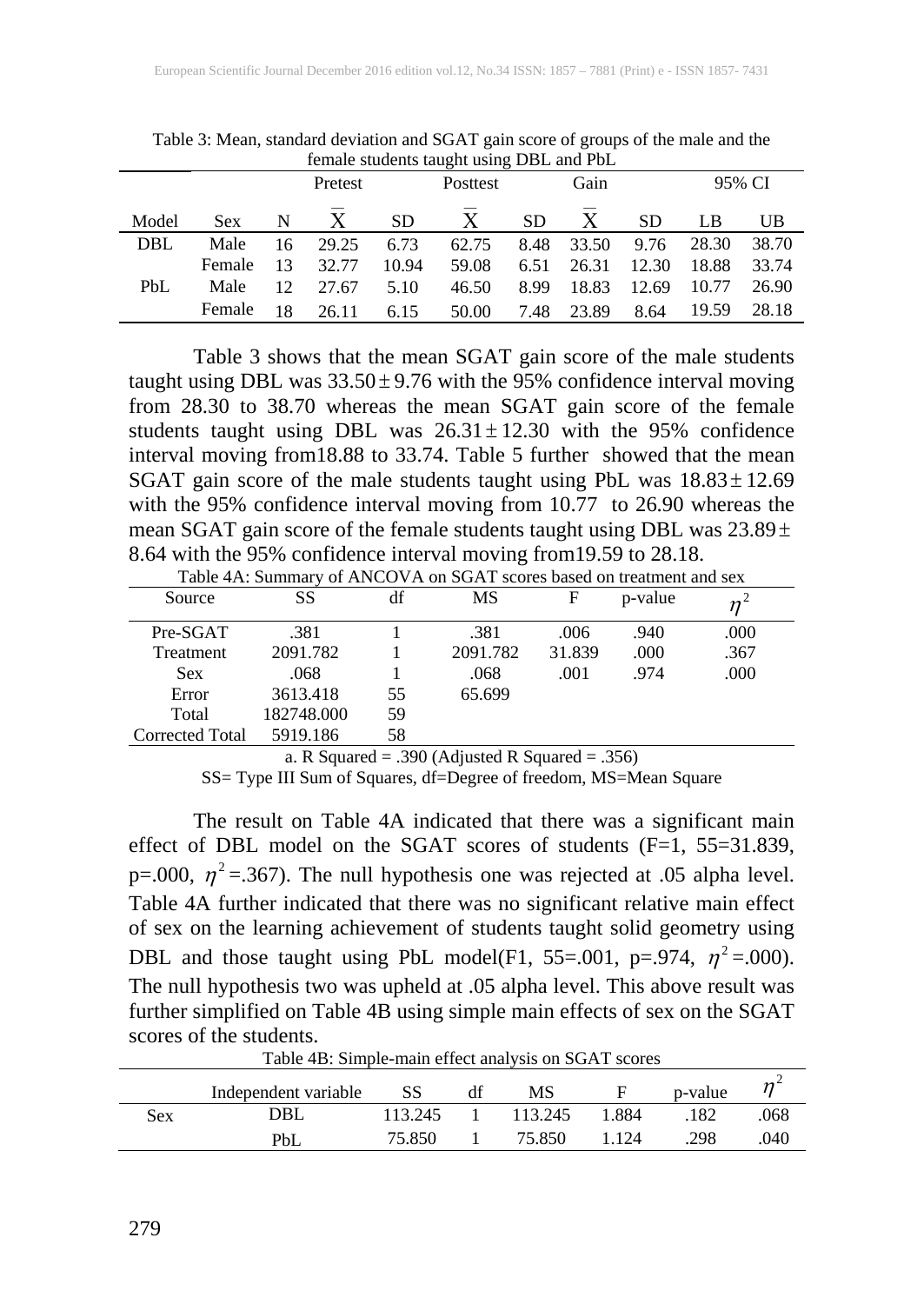Table 3: Mean, standard deviation and SGAT gain score of groups of the male and the female students taught using DBL and PbL

| Model | Sex | N | Pretest $\bar{X}$ | Pretest SD | Posttest $\bar{X}$ | Posttest SD | Gain $\bar{X}$ | Gain SD | 95% CI LB | 95% CI UB |
|---|---|---|---|---|---|---|---|---|---|---|
| DBL | Male | 16 | 29.25 | 6.73 | 62.75 | 8.48 | 33.50 | 9.76 | 28.30 | 38.70 |
| | Female | 13 | 32.77 | 10.94 | 59.08 | 6.51 | 26.31 | 12.30 | 18.88 | 33.74 |
| PbL | Male | 12 | 27.67 | 5.10 | 46.50 | 8.99 | 18.83 | 12.69 | 10.77 | 26.90 |
| | Female | 18 | 26.11 | 6.15 | 50.00 | 7.48 | 23.89 | 8.64 | 19.59 | 28.18 |

Table 3 shows that the mean SGAT gain score of the male students taught using DBL was $33.50 \pm 9.76$ with the 95% confidence interval moving from 28.30 to 38.70 whereas the mean SGAT gain score of the female students taught using DBL was $26.31 \pm 12.30$ with the 95% confidence interval moving from18.88 to 33.74. Table 5 further showed that the mean SGAT gain score of the male students taught using PbL was $18.83 \pm 12.69$ with the 95% confidence interval moving from 10.77 to 26.90 whereas the mean SGAT gain score of the female students taught using DBL was $23.89 \pm$ 8.64 with the 95% confidence interval moving from19.59 to 28.18.

Table 4A: Summary of ANCOVA on SGAT scores based on treatment and sex

| Source | SS | df | MS | F | p-value | $\eta^2$ |
|---|---|---|---|---|---|---|
| Pre-SGAT | .381 | 1 | .381 | .006 | .940 | .000 |
| Treatment | 2091.782 | 1 | 2091.782 | 31.839 | .000 | .367 |
| Sex | .068 | 1 | .068 | .001 | .974 | .000 |
| Error | 3613.418 | 55 | 65.699 | | | |
| Total | 182748.000 | 59 | | | | |
| Corrected Total | 5919.186 | 58 | | | | |

a. R Squared = .390 (Adjusted R Squared = .356)

SS= Type III Sum of Squares, df=Degree of freedom, MS=Mean Square

The result on Table 4A indicated that there was a significant main effect of DBL model on the SGAT scores of students (F=1, 55=31.839, p=.000, $\eta^2$=.367). The null hypothesis one was rejected at .05 alpha level. Table 4A further indicated that there was no significant relative main effect of sex on the learning achievement of students taught solid geometry using DBL and those taught using PbL model(F1, 55=.001, p=.974, $\eta^2$=.000). The null hypothesis two was upheld at .05 alpha level. This above result was further simplified on Table 4B using simple main effects of sex on the SGAT scores of the students.

Table 4B: Simple-main effect analysis on SGAT scores

| | Independent variable | SS | df | MS | F | p-value | $\eta^2$ |
|---|---|---|---|---|---|---|---|
| Sex | DBL | 113.245 | 1 | 113.245 | 1.884 | .182 | .068 |
| | PbL | 75.850 | 1 | 75.850 | 1.124 | .298 | .040 |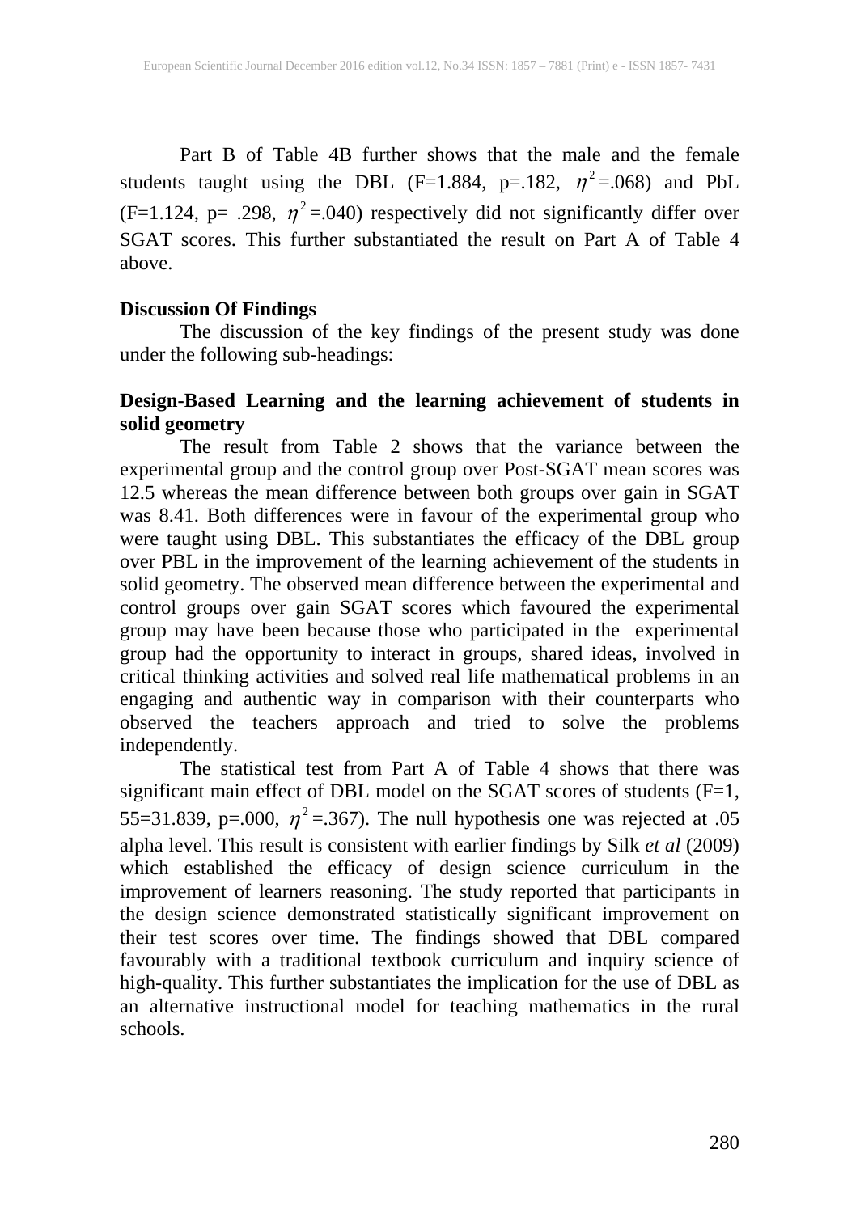Part B of Table 4B further shows that the male and the female students taught using the DBL (F=1.884, p=.182, $\eta^2$=.068) and PbL (F=1.124, p= .298, $\eta^2$=.040) respectively did not significantly differ over SGAT scores. This further substantiated the result on Part A of Table 4 above.

**Discussion Of Findings**

The discussion of the key findings of the present study was done under the following sub-headings:

**Design-Based Learning and the learning achievement of students in solid geometry**

The result from Table 2 shows that the variance between the experimental group and the control group over Post-SGAT mean scores was 12.5 whereas the mean difference between both groups over gain in SGAT was 8.41. Both differences were in favour of the experimental group who were taught using DBL. This substantiates the efficacy of the DBL group over PBL in the improvement of the learning achievement of the students in solid geometry. The observed mean difference between the experimental and control groups over gain SGAT scores which favoured the experimental group may have been because those who participated in the experimental group had the opportunity to interact in groups, shared ideas, involved in critical thinking activities and solved real life mathematical problems in an engaging and authentic way in comparison with their counterparts who observed the teachers approach and tried to solve the problems independently.

The statistical test from Part A of Table 4 shows that there was significant main effect of DBL model on the SGAT scores of students (F=1, 55=31.839, p=.000, $\eta^2$=.367). The null hypothesis one was rejected at .05 alpha level. This result is consistent with earlier findings by Silk *et al* (2009) which established the efficacy of design science curriculum in the improvement of learners reasoning. The study reported that participants in the design science demonstrated statistically significant improvement on their test scores over time. The findings showed that DBL compared favourably with a traditional textbook curriculum and inquiry science of high-quality. This further substantiates the implication for the use of DBL as an alternative instructional model for teaching mathematics in the rural schools.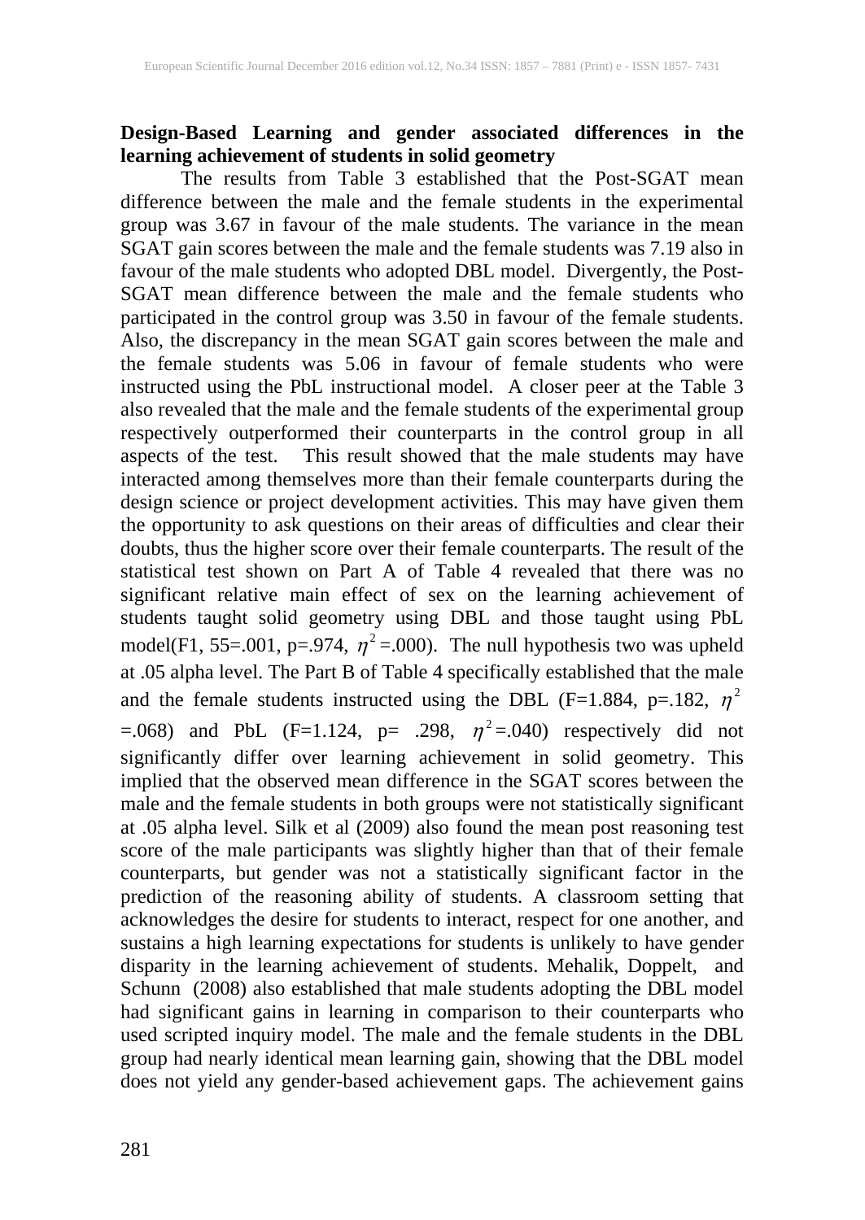**Design-Based Learning and gender associated differences in the learning achievement of students in solid geometry**

The results from Table 3 established that the Post-SGAT mean difference between the male and the female students in the experimental group was 3.67 in favour of the male students. The variance in the mean SGAT gain scores between the male and the female students was 7.19 also in favour of the male students who adopted DBL model. Divergently, the Post-SGAT mean difference between the male and the female students who participated in the control group was 3.50 in favour of the female students. Also, the discrepancy in the mean SGAT gain scores between the male and the female students was 5.06 in favour of female students who were instructed using the PbL instructional model. A closer peer at the Table 3 also revealed that the male and the female students of the experimental group respectively outperformed their counterparts in the control group in all aspects of the test. This result showed that the male students may have interacted among themselves more than their female counterparts during the design science or project development activities. This may have given them the opportunity to ask questions on their areas of difficulties and clear their doubts, thus the higher score over their female counterparts. The result of the statistical test shown on Part A of Table 4 revealed that there was no significant relative main effect of sex on the learning achievement of students taught solid geometry using DBL and those taught using PbL model($F1, 55$=.001, p=.974, $\eta^2$=.000). The null hypothesis two was upheld at .05 alpha level. The Part B of Table 4 specifically established that the male and the female students instructed using the DBL (F=1.884, p=.182, $\eta^2$ =.068) and PbL (F=1.124, p= .298, $\eta^2$=.040) respectively did not significantly differ over learning achievement in solid geometry. This implied that the observed mean difference in the SGAT scores between the male and the female students in both groups were not statistically significant at .05 alpha level. Silk et al (2009) also found the mean post reasoning test score of the male participants was slightly higher than that of their female counterparts, but gender was not a statistically significant factor in the prediction of the reasoning ability of students. A classroom setting that acknowledges the desire for students to interact, respect for one another, and sustains a high learning expectations for students is unlikely to have gender disparity in the learning achievement of students. Mehalik, Doppelt, and Schunn (2008) also established that male students adopting the DBL model had significant gains in learning in comparison to their counterparts who used scripted inquiry model. The male and the female students in the DBL group had nearly identical mean learning gain, showing that the DBL model does not yield any gender-based achievement gaps. The achievement gains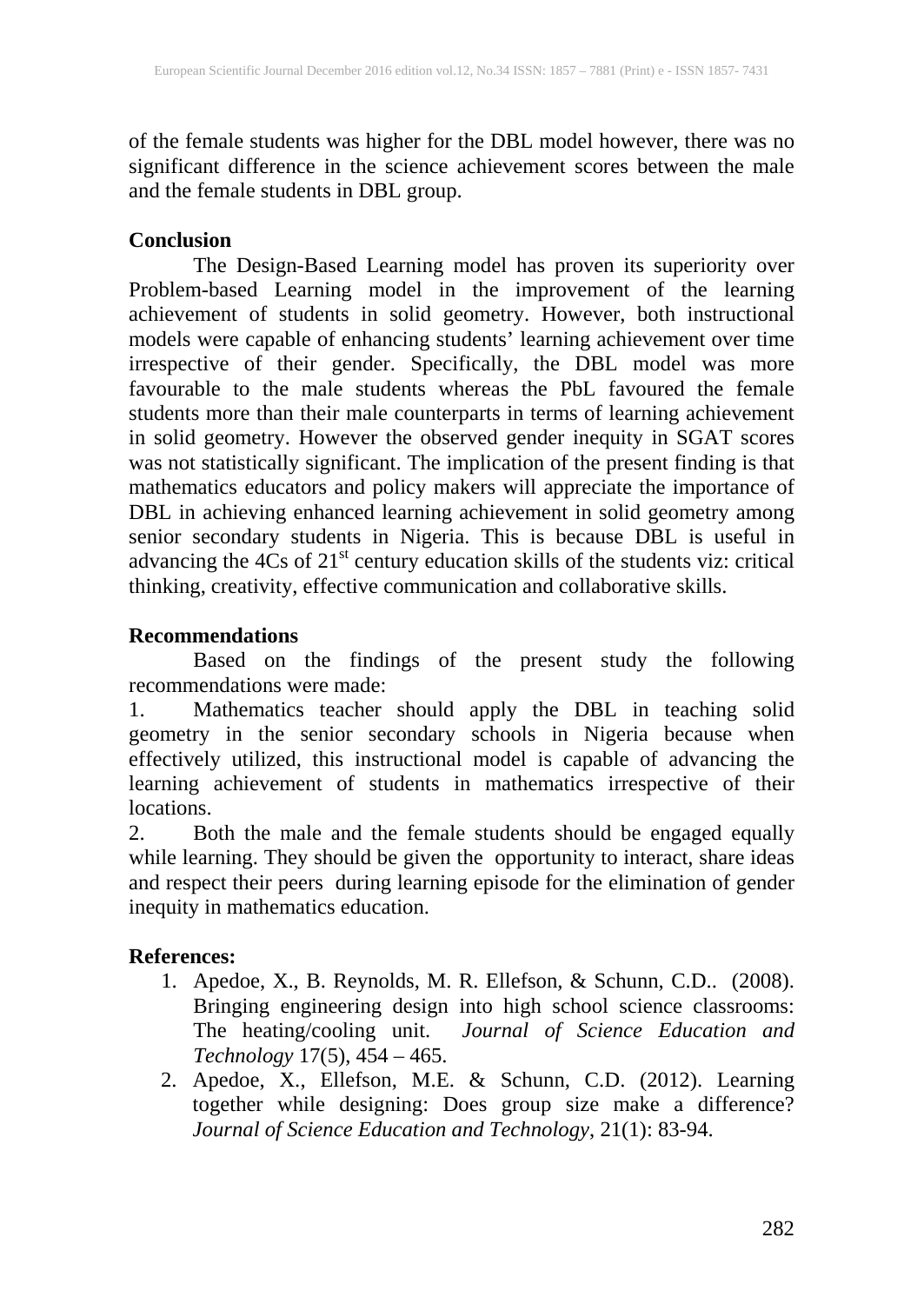of the female students was higher for the DBL model however, there was no significant difference in the science achievement scores between the male and the female students in DBL group.

## Conclusion

The Design-Based Learning model has proven its superiority over Problem-based Learning model in the improvement of the learning achievement of students in solid geometry. However, both instructional models were capable of enhancing students' learning achievement over time irrespective of their gender. Specifically, the DBL model was more favourable to the male students whereas the PbL favoured the female students more than their male counterparts in terms of learning achievement in solid geometry. However the observed gender inequity in SGAT scores was not statistically significant. The implication of the present finding is that mathematics educators and policy makers will appreciate the importance of DBL in achieving enhanced learning achievement in solid geometry among senior secondary students in Nigeria. This is because DBL is useful in advancing the 4Cs of 21st century education skills of the students viz: critical thinking, creativity, effective communication and collaborative skills.

## Recommendations

Based on the findings of the present study the following recommendations were made:

1. Mathematics teacher should apply the DBL in teaching solid geometry in the senior secondary schools in Nigeria because when effectively utilized, this instructional model is capable of advancing the learning achievement of students in mathematics irrespective of their locations.
2. Both the male and the female students should be engaged equally while learning. They should be given the opportunity to interact, share ideas and respect their peers during learning episode for the elimination of gender inequity in mathematics education.

## References:

1. Apedoe, X., B. Reynolds, M. R. Ellefson, & Schunn, C.D.. (2008). Bringing engineering design into high school science classrooms: The heating/cooling unit. *Journal of Science Education and Technology* 17(5), 454 – 465.
2. Apedoe, X., Ellefson, M.E. & Schunn, C.D. (2012). Learning together while designing: Does group size make a difference? *Journal of Science Education and Technology*, 21(1): 83-94.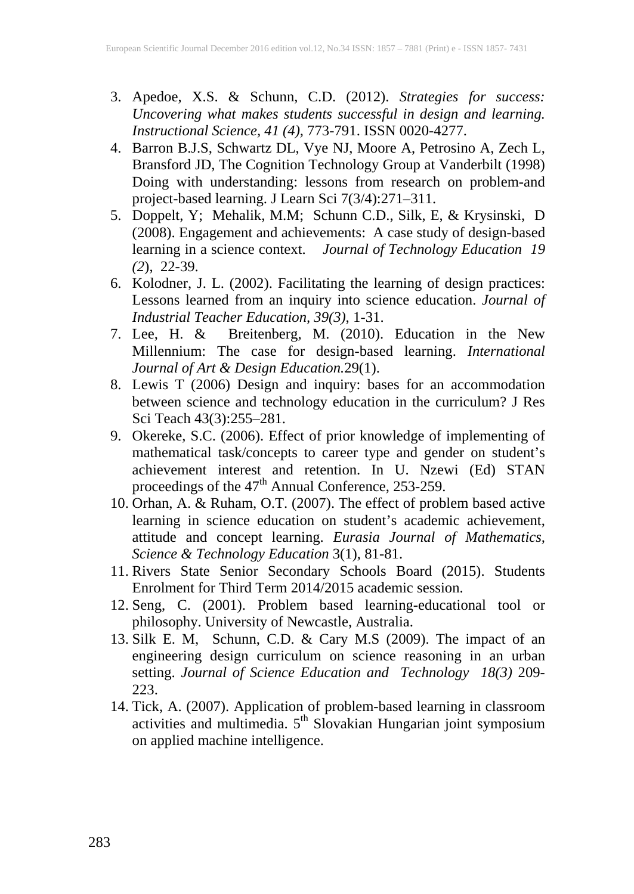3. Apedoe, X.S. & Schunn, C.D. (2012). *Strategies for success: Uncovering what makes students successful in design and learning. Instructional Science, 41 (4)*, 773-791. ISSN 0020-4277.
4. Barron B.J.S, Schwartz DL, Vye NJ, Moore A, Petrosino A, Zech L, Bransford JD, The Cognition Technology Group at Vanderbilt (1998) Doing with understanding: lessons from research on problem-and project-based learning. J Learn Sci 7(3/4):271–311.
5. Doppelt, Y; Mehalik, M.M; Schunn C.D., Silk, E, & Krysinski, D (2008). Engagement and achievements: A case study of design-based learning in a science context. *Journal of Technology Education 19 (2*), 22-39.
6. Kolodner, J. L. (2002). Facilitating the learning of design practices: Lessons learned from an inquiry into science education. *Journal of Industrial Teacher Education, 39(3)*, 1-31.
7. Lee, H. & Breitenberg, M. (2010). Education in the New Millennium: The case for design-based learning. *International Journal of Art & Design Education.*29(1).
8. Lewis T (2006) Design and inquiry: bases for an accommodation between science and technology education in the curriculum? J Res Sci Teach 43(3):255–281.
9. Okereke, S.C. (2006). Effect of prior knowledge of implementing of mathematical task/concepts to career type and gender on student's achievement interest and retention. In U. Nzewi (Ed) STAN proceedings of the 47th Annual Conference, 253-259.
10. Orhan, A. & Ruham, O.T. (2007). The effect of problem based active learning in science education on student's academic achievement, attitude and concept learning. *Eurasia Journal of Mathematics, Science & Technology Education* 3(1), 81-81.
11. Rivers State Senior Secondary Schools Board (2015). Students Enrolment for Third Term 2014/2015 academic session.
12. Seng, C. (2001). Problem based learning-educational tool or philosophy. University of Newcastle, Australia.
13. Silk E. M, Schunn, C.D. & Cary M.S (2009). The impact of an engineering design curriculum on science reasoning in an urban setting. *Journal of Science Education and Technology 18(3)* 209-223.
14. Tick, A. (2007). Application of problem-based learning in classroom activities and multimedia. 5th Slovakian Hungarian joint symposium on applied machine intelligence.